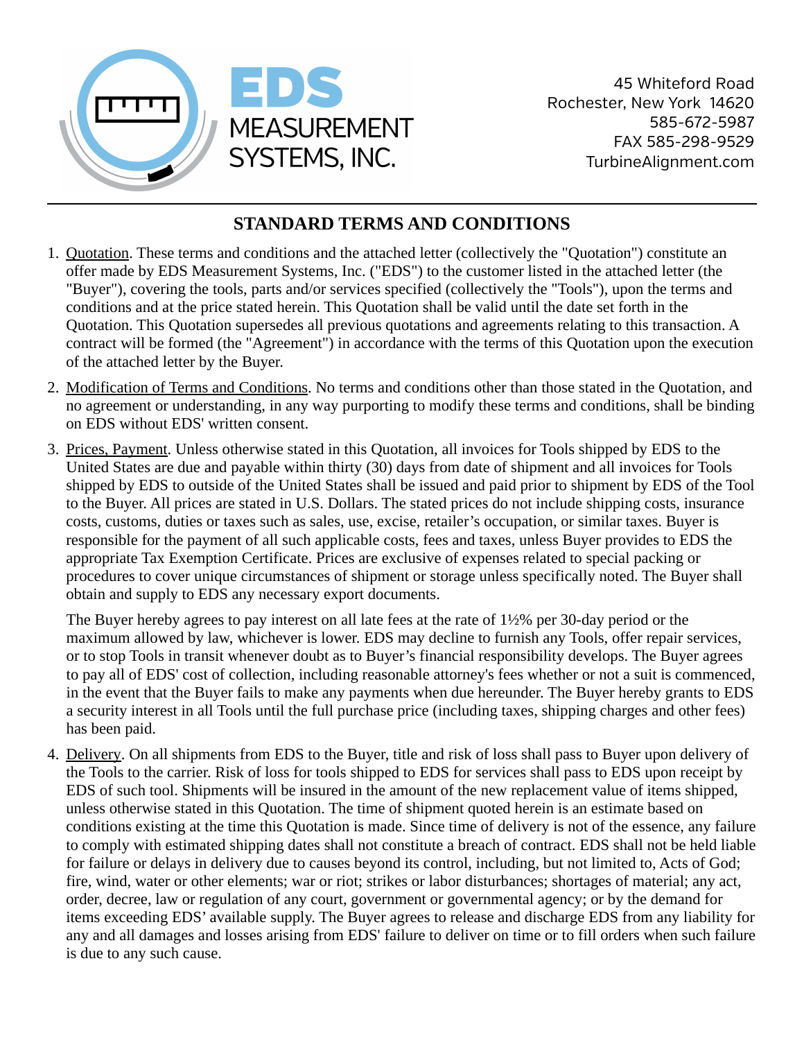EDS MEASUREMENT SYSTEMS, INC.

45 Whiteford Road
Rochester, New York 14620
585-672-5987
FAX 585-298-9529
TurbineAlignment.com

# STANDARD TERMS AND CONDITIONS

1. Quotation. These terms and conditions and the attached letter (collectively the "Quotation") constitute an offer made by EDS Measurement Systems, Inc. ("EDS") to the customer listed in the attached letter (the "Buyer"), covering the tools, parts and/or services specified (collectively the "Tools"), upon the terms and conditions and at the price stated herein. This Quotation shall be valid until the date set forth in the Quotation. This Quotation supersedes all previous quotations and agreements relating to this transaction. A contract will be formed (the "Agreement") in accordance with the terms of this Quotation upon the execution of the attached letter by the Buyer.

2. Modification of Terms and Conditions. No terms and conditions other than those stated in the Quotation, and no agreement or understanding, in any way purporting to modify these terms and conditions, shall be binding on EDS without EDS' written consent.

3. Prices, Payment. Unless otherwise stated in this Quotation, all invoices for Tools shipped by EDS to the United States are due and payable within thirty (30) days from date of shipment and all invoices for Tools shipped by EDS to outside of the United States shall be issued and paid prior to shipment by EDS of the Tool to the Buyer. All prices are stated in U.S. Dollars. The stated prices do not include shipping costs, insurance costs, customs, duties or taxes such as sales, use, excise, retailer's occupation, or similar taxes. Buyer is responsible for the payment of all such applicable costs, fees and taxes, unless Buyer provides to EDS the appropriate Tax Exemption Certificate. Prices are exclusive of expenses related to special packing or procedures to cover unique circumstances of shipment or storage unless specifically noted. The Buyer shall obtain and supply to EDS any necessary export documents.

   The Buyer hereby agrees to pay interest on all late fees at the rate of 1½% per 30-day period or the maximum allowed by law, whichever is lower. EDS may decline to furnish any Tools, offer repair services, or to stop Tools in transit whenever doubt as to Buyer's financial responsibility develops. The Buyer agrees to pay all of EDS' cost of collection, including reasonable attorney's fees whether or not a suit is commenced, in the event that the Buyer fails to make any payments when due hereunder. The Buyer hereby grants to EDS a security interest in all Tools until the full purchase price (including taxes, shipping charges and other fees) has been paid.

4. Delivery. On all shipments from EDS to the Buyer, title and risk of loss shall pass to Buyer upon delivery of the Tools to the carrier. Risk of loss for tools shipped to EDS for services shall pass to EDS upon receipt by EDS of such tool. Shipments will be insured in the amount of the new replacement value of items shipped, unless otherwise stated in this Quotation. The time of shipment quoted herein is an estimate based on conditions existing at the time this Quotation is made. Since time of delivery is not of the essence, any failure to comply with estimated shipping dates shall not constitute a breach of contract. EDS shall not be held liable for failure or delays in delivery due to causes beyond its control, including, but not limited to, Acts of God; fire, wind, water or other elements; war or riot; strikes or labor disturbances; shortages of material; any act, order, decree, law or regulation of any court, government or governmental agency; or by the demand for items exceeding EDS' available supply. The Buyer agrees to release and discharge EDS from any liability for any and all damages and losses arising from EDS' failure to deliver on time or to fill orders when such failure is due to any such cause.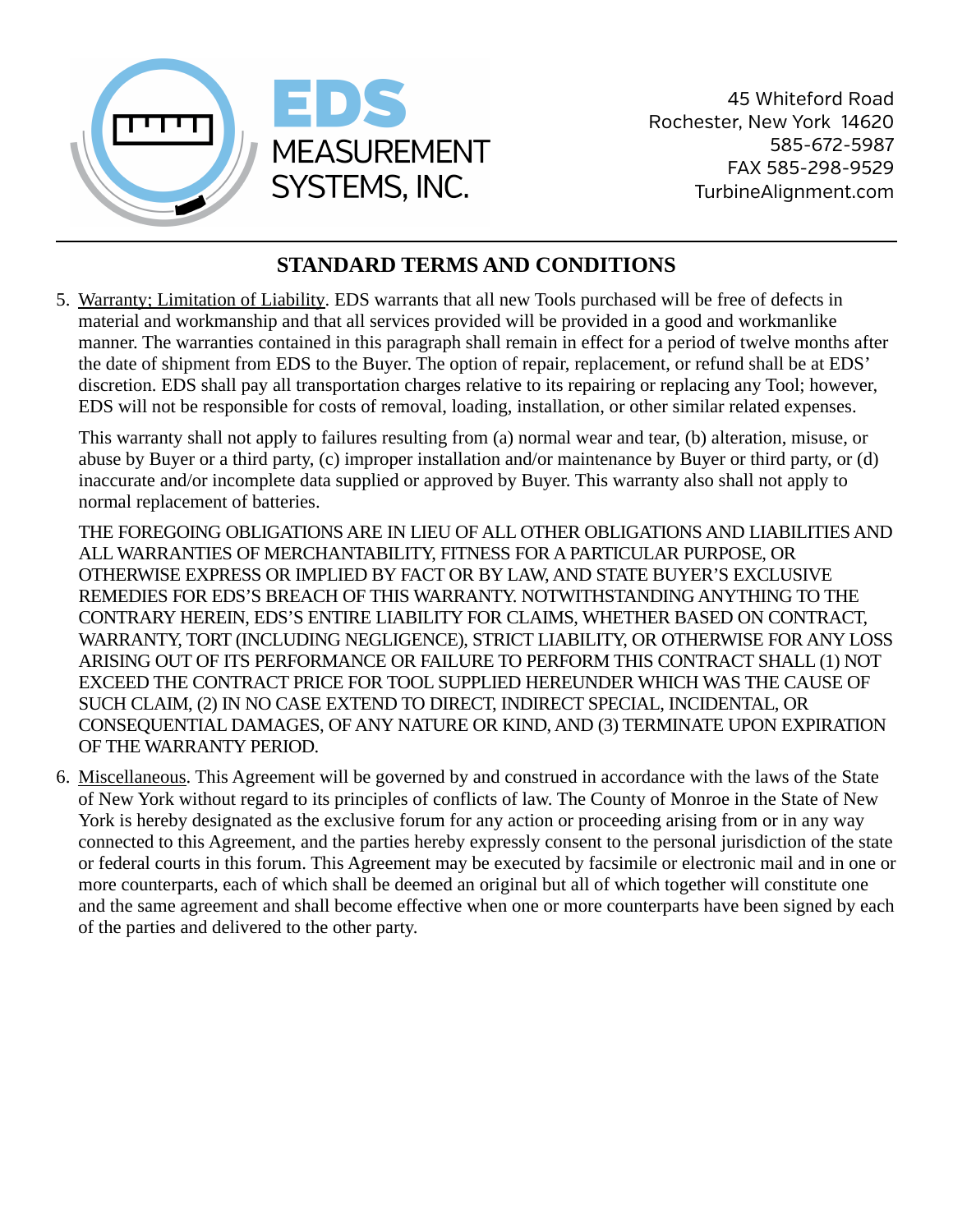EDS MEASUREMENT SYSTEMS, INC.

45 Whiteford Road
Rochester, New York 14620
585-672-5987
FAX 585-298-9529
TurbineAlignment.com

## STANDARD TERMS AND CONDITIONS

5. Warranty; Limitation of Liability. EDS warrants that all new Tools purchased will be free of defects in material and workmanship and that all services provided will be provided in a good and workmanlike manner. The warranties contained in this paragraph shall remain in effect for a period of twelve months after the date of shipment from EDS to the Buyer. The option of repair, replacement, or refund shall be at EDS' discretion. EDS shall pay all transportation charges relative to its repairing or replacing any Tool; however, EDS will not be responsible for costs of removal, loading, installation, or other similar related expenses.

   This warranty shall not apply to failures resulting from (a) normal wear and tear, (b) alteration, misuse, or abuse by Buyer or a third party, (c) improper installation and/or maintenance by Buyer or third party, or (d) inaccurate and/or incomplete data supplied or approved by Buyer. This warranty also shall not apply to normal replacement of batteries.

   THE FOREGOING OBLIGATIONS ARE IN LIEU OF ALL OTHER OBLIGATIONS AND LIABILITIES AND ALL WARRANTIES OF MERCHANTABILITY, FITNESS FOR A PARTICULAR PURPOSE, OR OTHERWISE EXPRESS OR IMPLIED BY FACT OR BY LAW, AND STATE BUYER'S EXCLUSIVE REMEDIES FOR EDS'S BREACH OF THIS WARRANTY. NOTWITHSTANDING ANYTHING TO THE CONTRARY HEREIN, EDS'S ENTIRE LIABILITY FOR CLAIMS, WHETHER BASED ON CONTRACT, WARRANTY, TORT (INCLUDING NEGLIGENCE), STRICT LIABILITY, OR OTHERWISE FOR ANY LOSS ARISING OUT OF ITS PERFORMANCE OR FAILURE TO PERFORM THIS CONTRACT SHALL (1) NOT EXCEED THE CONTRACT PRICE FOR TOOL SUPPLIED HEREUNDER WHICH WAS THE CAUSE OF SUCH CLAIM, (2) IN NO CASE EXTEND TO DIRECT, INDIRECT SPECIAL, INCIDENTAL, OR CONSEQUENTIAL DAMAGES, OF ANY NATURE OR KIND, AND (3) TERMINATE UPON EXPIRATION OF THE WARRANTY PERIOD.

6. Miscellaneous. This Agreement will be governed by and construed in accordance with the laws of the State of New York without regard to its principles of conflicts of law. The County of Monroe in the State of New York is hereby designated as the exclusive forum for any action or proceeding arising from or in any way connected to this Agreement, and the parties hereby expressly consent to the personal jurisdiction of the state or federal courts in this forum. This Agreement may be executed by facsimile or electronic mail and in one or more counterparts, each of which shall be deemed an original but all of which together will constitute one and the same agreement and shall become effective when one or more counterparts have been signed by each of the parties and delivered to the other party.